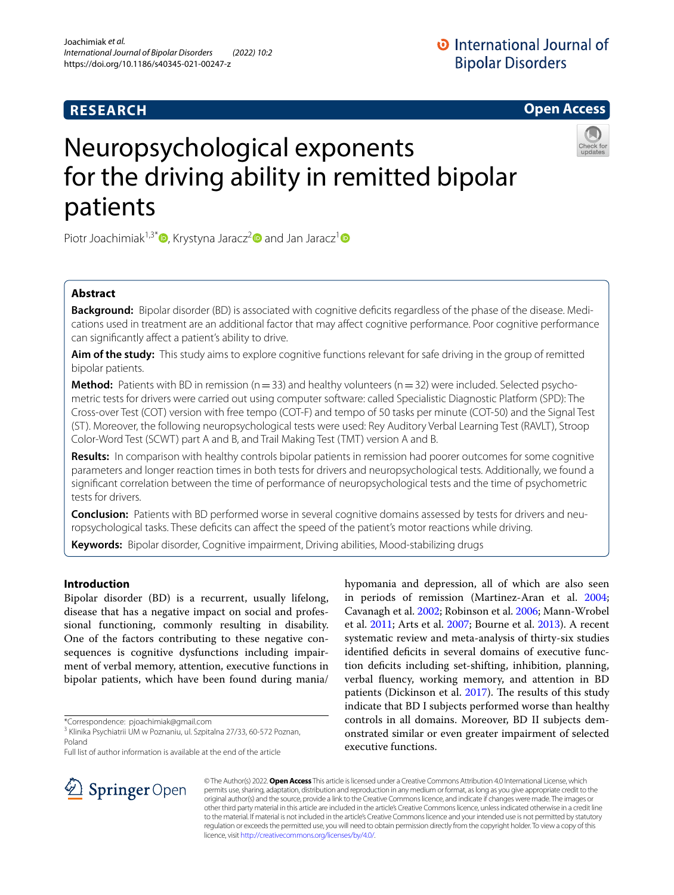RESEARCH

Open Access

# Neuropsychological exponents for the driving ability in remitted bipolar patients

Piotr Joachimiak[1,3*], Krystyna Jaracz[2] and Jan Jaracz[1]

## Abstract

**Background:** Bipolar disorder (BD) is associated with cognitive deficits regardless of the phase of the disease. Medications used in treatment are an additional factor that may affect cognitive performance. Poor cognitive performance can significantly affect a patient's ability to drive.

**Aim of the study:** This study aims to explore cognitive functions relevant for safe driving in the group of remitted bipolar patients.

**Method:** Patients with BD in remission (n = 33) and healthy volunteers (n = 32) were included. Selected psychometric tests for drivers were carried out using computer software: called Specialistic Diagnostic Platform (SPD): The Cross-over Test (COT) version with free tempo (COT-F) and tempo of 50 tasks per minute (COT-50) and the Signal Test (ST). Moreover, the following neuropsychological tests were used: Rey Auditory Verbal Learning Test (RAVLT), Stroop Color-Word Test (SCWT) part A and B, and Trail Making Test (TMT) version A and B.

**Results:** In comparison with healthy controls bipolar patients in remission had poorer outcomes for some cognitive parameters and longer reaction times in both tests for drivers and neuropsychological tests. Additionally, we found a significant correlation between the time of performance of neuropsychological tests and the time of psychometric tests for drivers.

**Conclusion:** Patients with BD performed worse in several cognitive domains assessed by tests for drivers and neuropsychological tasks. These deficits can affect the speed of the patient's motor reactions while driving.

**Keywords:** Bipolar disorder, Cognitive impairment, Driving abilities, Mood-stabilizing drugs

## Introduction

Bipolar disorder (BD) is a recurrent, usually lifelong, disease that has a negative impact on social and professional functioning, commonly resulting in disability. One of the factors contributing to these negative consequences is cognitive dysfunctions including impairment of verbal memory, attention, executive functions in bipolar patients, which have been found during mania/hypomania and depression, all of which are also seen in periods of remission (Martinez-Aran et al. 2004; Cavanagh et al. 2002; Robinson et al. 2006; Mann-Wrobel et al. 2011; Arts et al. 2007; Bourne et al. 2013). A recent systematic review and meta-analysis of thirty-six studies identified deficits in several domains of executive function deficits including set-shifting, inhibition, planning, verbal fluency, working memory, and attention in BD patients (Dickinson et al. 2017). The results of this study indicate that BD I subjects performed worse than healthy controls in all domains. Moreover, BD II subjects demonstrated similar or even greater impairment of selected executive functions.

*Correspondence: pjoachimiak@gmail.com

[3] Klinika Psychiatrii UM w Poznaniu, ul. Szpitalna 27/33, 60-572 Poznan, Poland

Full list of author information is available at the end of the article

© The Author(s) 2022. **Open Access** This article is licensed under a Creative Commons Attribution 4.0 International License, which permits use, sharing, adaptation, distribution and reproduction in any medium or format, as long as you give appropriate credit to the original author(s) and the source, provide a link to the Creative Commons licence, and indicate if changes were made. The images or other third party material in this article are included in the article's Creative Commons licence, unless indicated otherwise in a credit line to the material. If material is not included in the article's Creative Commons licence and your intended use is not permitted by statutory regulation or exceeds the permitted use, you will need to obtain permission directly from the copyright holder. To view a copy of this licence, visit http://creativecommons.org/licenses/by/4.0/.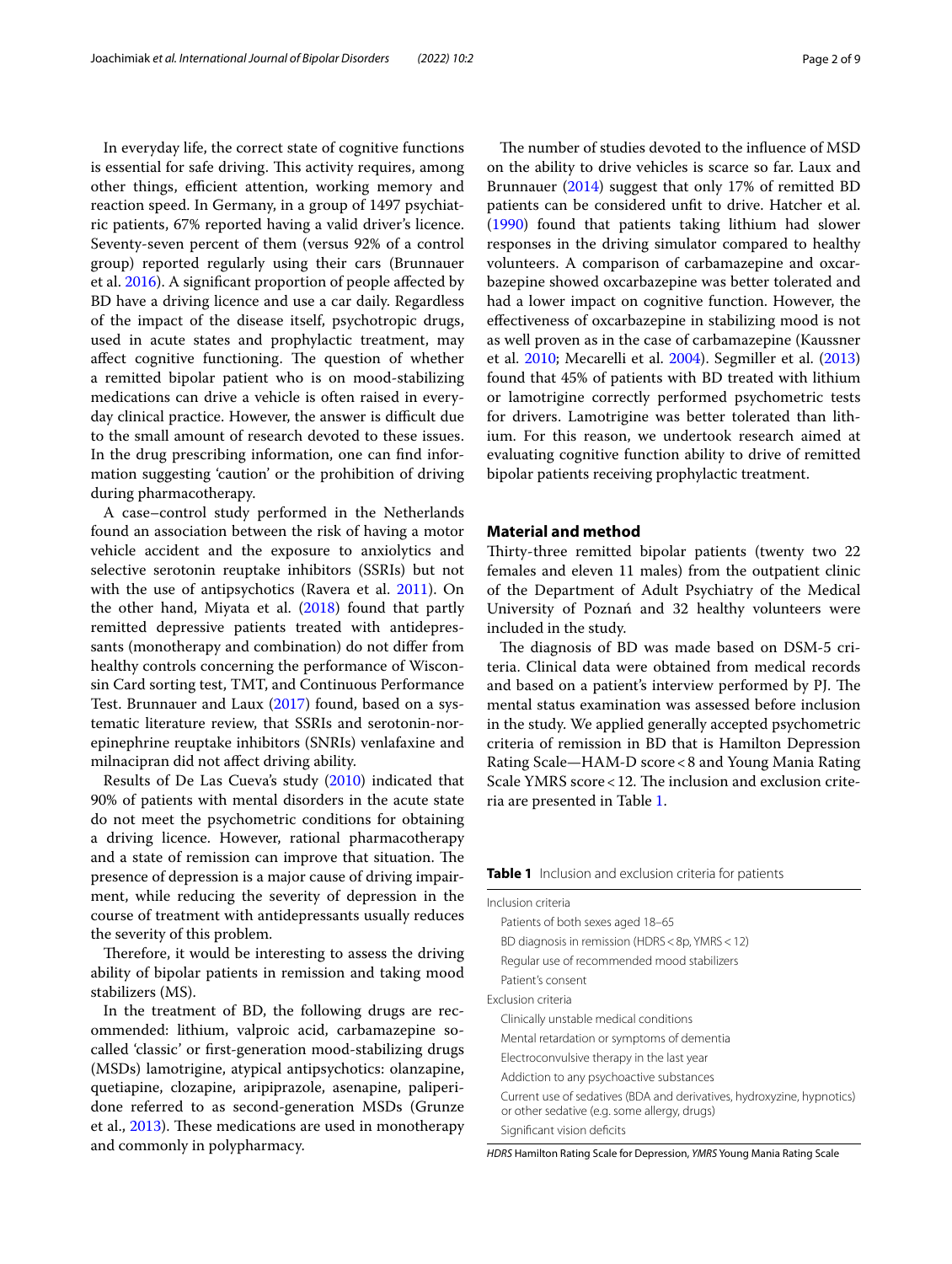In everyday life, the correct state of cognitive functions is essential for safe driving. This activity requires, among other things, efficient attention, working memory and reaction speed. In Germany, in a group of 1497 psychiatric patients, 67% reported having a valid driver's licence. Seventy-seven percent of them (versus 92% of a control group) reported regularly using their cars (Brunnauer et al. 2016). A significant proportion of people affected by BD have a driving licence and use a car daily. Regardless of the impact of the disease itself, psychotropic drugs, used in acute states and prophylactic treatment, may affect cognitive functioning. The question of whether a remitted bipolar patient who is on mood-stabilizing medications can drive a vehicle is often raised in everyday clinical practice. However, the answer is difficult due to the small amount of research devoted to these issues. In the drug prescribing information, one can find information suggesting 'caution' or the prohibition of driving during pharmacotherapy.

A case–control study performed in the Netherlands found an association between the risk of having a motor vehicle accident and the exposure to anxiolytics and selective serotonin reuptake inhibitors (SSRIs) but not with the use of antipsychotics (Ravera et al. 2011). On the other hand, Miyata et al. (2018) found that partly remitted depressive patients treated with antidepressants (monotherapy and combination) do not differ from healthy controls concerning the performance of Wisconsin Card sorting test, TMT, and Continuous Performance Test. Brunnauer and Laux (2017) found, based on a systematic literature review, that SSRIs and serotonin-norepinephrine reuptake inhibitors (SNRIs) venlafaxine and milnacipran did not affect driving ability.

Results of De Las Cueva's study (2010) indicated that 90% of patients with mental disorders in the acute state do not meet the psychometric conditions for obtaining a driving licence. However, rational pharmacotherapy and a state of remission can improve that situation. The presence of depression is a major cause of driving impairment, while reducing the severity of depression in the course of treatment with antidepressants usually reduces the severity of this problem.

Therefore, it would be interesting to assess the driving ability of bipolar patients in remission and taking mood stabilizers (MS).

In the treatment of BD, the following drugs are recommended: lithium, valproic acid, carbamazepine so-called 'classic' or first-generation mood-stabilizing drugs (MSDs) lamotrigine, atypical antipsychotics: olanzapine, quetiapine, clozapine, aripiprazole, asenapine, paliperidone referred to as second-generation MSDs (Grunze et al., 2013). These medications are used in monotherapy and commonly in polypharmacy.

The number of studies devoted to the influence of MSD on the ability to drive vehicles is scarce so far. Laux and Brunnauer (2014) suggest that only 17% of remitted BD patients can be considered unfit to drive. Hatcher et al. (1990) found that patients taking lithium had slower responses in the driving simulator compared to healthy volunteers. A comparison of carbamazepine and oxcarbazepine showed oxcarbazepine was better tolerated and had a lower impact on cognitive function. However, the effectiveness of oxcarbazepine in stabilizing mood is not as well proven as in the case of carbamazepine (Kaussner et al. 2010; Mecarelli et al. 2004). Segmiller et al. (2013) found that 45% of patients with BD treated with lithium or lamotrigine correctly performed psychometric tests for drivers. Lamotrigine was better tolerated than lithium. For this reason, we undertook research aimed at evaluating cognitive function ability to drive of remitted bipolar patients receiving prophylactic treatment.

## Material and method

Thirty-three remitted bipolar patients (twenty two 22 females and eleven 11 males) from the outpatient clinic of the Department of Adult Psychiatry of the Medical University of Poznań and 32 healthy volunteers were included in the study.

The diagnosis of BD was made based on DSM-5 criteria. Clinical data were obtained from medical records and based on a patient's interview performed by PJ. The mental status examination was assessed before inclusion in the study. We applied generally accepted psychometric criteria of remission in BD that is Hamilton Depression Rating Scale—HAM-D score < 8 and Young Mania Rating Scale YMRS score < 12. The inclusion and exclusion criteria are presented in Table 1.

**Table 1** Inclusion and exclusion criteria for patients

| |
|---|
| Inclusion criteria |
| Patients of both sexes aged 18–65 |
| BD diagnosis in remission (HDRS < 8p, YMRS < 12) |
| Regular use of recommended mood stabilizers |
| Patient's consent |
| Exclusion criteria |
| Clinically unstable medical conditions |
| Mental retardation or symptoms of dementia |
| Electroconvulsive therapy in the last year |
| Addiction to any psychoactive substances |
| Current use of sedatives (BDA and derivatives, hydroxyzine, hypnotics) or other sedative (e.g. some allergy, drugs) |
| Significant vision deficits |

*HDRS* Hamilton Rating Scale for Depression, *YMRS* Young Mania Rating Scale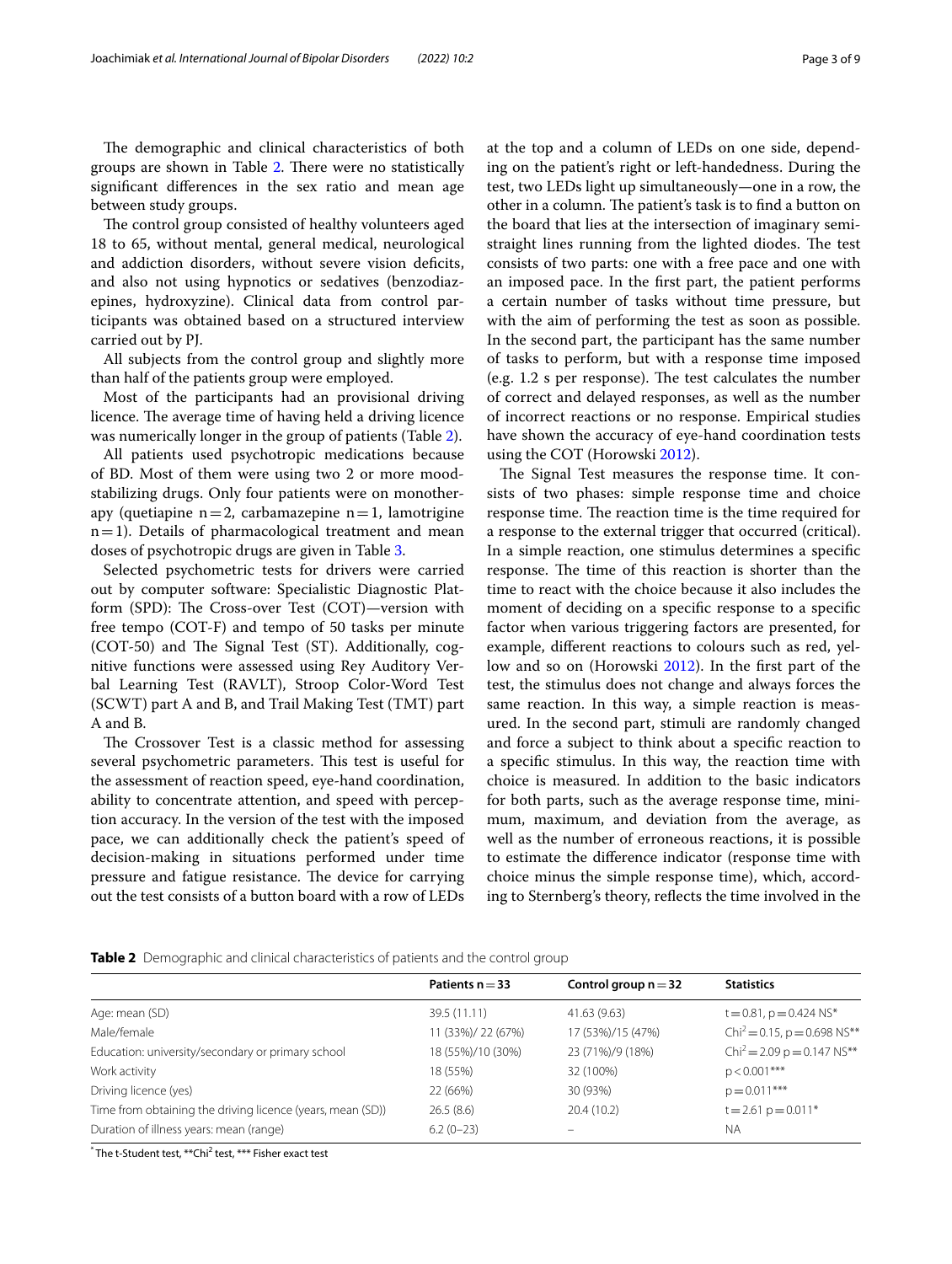The demographic and clinical characteristics of both groups are shown in Table 2. There were no statistically significant differences in the sex ratio and mean age between study groups.

The control group consisted of healthy volunteers aged 18 to 65, without mental, general medical, neurological and addiction disorders, without severe vision deficits, and also not using hypnotics or sedatives (benzodiazepines, hydroxyzine). Clinical data from control participants was obtained based on a structured interview carried out by PJ.

All subjects from the control group and slightly more than half of the patients group were employed.

Most of the participants had an provisional driving licence. The average time of having held a driving licence was numerically longer in the group of patients (Table 2).

All patients used psychotropic medications because of BD. Most of them were using two 2 or more mood-stabilizing drugs. Only four patients were on monotherapy (quetiapine n = 2, carbamazepine n = 1, lamotrigine n = 1). Details of pharmacological treatment and mean doses of psychotropic drugs are given in Table 3.

Selected psychometric tests for drivers were carried out by computer software: Specialistic Diagnostic Platform (SPD): The Cross-over Test (COT)—version with free tempo (COT-F) and tempo of 50 tasks per minute (COT-50) and The Signal Test (ST). Additionally, cognitive functions were assessed using Rey Auditory Verbal Learning Test (RAVLT), Stroop Color-Word Test (SCWT) part A and B, and Trail Making Test (TMT) part A and B.

The Crossover Test is a classic method for assessing several psychometric parameters. This test is useful for the assessment of reaction speed, eye-hand coordination, ability to concentrate attention, and speed with perception accuracy. In the version of the test with the imposed pace, we can additionally check the patient's speed of decision-making in situations performed under time pressure and fatigue resistance. The device for carrying out the test consists of a button board with a row of LEDs at the top and a column of LEDs on one side, depending on the patient's right or left-handedness. During the test, two LEDs light up simultaneously—one in a row, the other in a column. The patient's task is to find a button on the board that lies at the intersection of imaginary semi-straight lines running from the lighted diodes. The test consists of two parts: one with a free pace and one with an imposed pace. In the first part, the patient performs a certain number of tasks without time pressure, but with the aim of performing the test as soon as possible. In the second part, the participant has the same number of tasks to perform, but with a response time imposed (e.g. 1.2 s per response). The test calculates the number of correct and delayed responses, as well as the number of incorrect reactions or no response. Empirical studies have shown the accuracy of eye-hand coordination tests using the COT (Horowski 2012).

The Signal Test measures the response time. It consists of two phases: simple response time and choice response time. The reaction time is the time required for a response to the external trigger that occurred (critical). In a simple reaction, one stimulus determines a specific response. The time of this reaction is shorter than the time to react with the choice because it also includes the moment of deciding on a specific response to a specific factor when various triggering factors are presented, for example, different reactions to colours such as red, yellow and so on (Horowski 2012). In the first part of the test, the stimulus does not change and always forces the same reaction. In this way, a simple reaction is measured. In the second part, stimuli are randomly changed and force a subject to think about a specific reaction to a specific stimulus. In this way, the reaction time with choice is measured. In addition to the basic indicators for both parts, such as the average response time, minimum, maximum, and deviation from the average, as well as the number of erroneous reactions, it is possible to estimate the difference indicator (response time with choice minus the simple response time), which, according to Sternberg's theory, reflects the time involved in the

**Table 2** Demographic and clinical characteristics of patients and the control group

| | Patients n = 33 | Control group n = 32 | Statistics |
|---|---|---|---|
| Age: mean (SD) | 39.5 (11.11) | 41.63 (9.63) | t = 0.81, p = 0.424 NS* |
| Male/female | 11 (33%)/ 22 (67%) | 17 (53%)/15 (47%) | $Chi^2 = 0.15$, p = 0.698 NS** |
| Education: university/secondary or primary school | 18 (55%)/10 (30%) | 23 (71%)/9 (18%) | $Chi^2 = 2.09$ p = 0.147 NS** |
| Work activity | 18 (55%) | 32 (100%) | p < 0.001*** |
| Driving licence (yes) | 22 (66%) | 30 (93%) | p = 0.011*** |
| Time from obtaining the driving licence (years, mean (SD)) | 26.5 (8.6) | 20.4 (10.2) | t = 2.61 p = 0.011* |
| Duration of illness years: mean (range) | 6.2 (0–23) | – | NA |

* The t-Student test, **$Chi^2$ test, *** Fisher exact test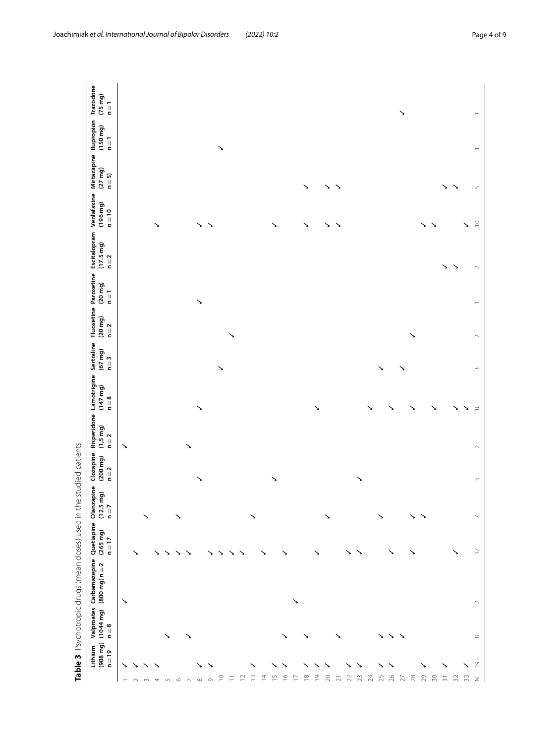**Table 3** Psychotropic drugs (mean doses) used in the studied patients

| | Lithium (908 mg) n = 19 | Valproates (1044 mg) n = 8 | Carbamazepine (800 mg) n = 2 | Quetiapine (265 mg) n = 17 | Olanzapine (12.5 mg) n = 7 | Clozapine (200 mg) n = 2 | Risperidone (1,5 mg) n = 2 | Lamotrigine (147 mg) n = 8 | Sertraline (67 mg) n = 3 | Fluoxetine (20 mg) n = 2 | Paroxetine (20 mg) n = 1 | Escitalopram (17.5 mg) n = 2 | Venlafaxine (196 mg) n = 10 | Mirtazapine (27 mg) n = 5) | Bupropion (150 mg) n = 1 | Trazodone (75 mg) n = 1 |
|---|---|---|---|---|---|---|---|---|---|---|---|---|---|---|---|---|
| 1 | ✓ | | ✓ | | | | ✓ | | | | | | | | | |
| 2 | ✓ | | | ✓ | | | | | | | | | | | | |
| 3 | ✓ | | | | ✓ | | | | | | | | | | | |
| 4 | ✓ | | | ✓ | | | | | | | | | ✓ | | | |
| 5 | | ✓ | | ✓ | | | | | | | | | | | | |
| 6 | | | | ✓ | ✓ | | | | | | | | | | | |
| 7 | | ✓ | | ✓ | | | ✓ | | | | | | | | | |
| 8 | ✓ | | | | | ✓ | | ✓ | | | ✓ | | ✓ | | | |
| 9 | ✓ | | | ✓ | | | | | | | | | ✓ | | | |
| 10 | | | | ✓ | | | | | ✓ | | | | | | ✓ | |
| 11 | | | | ✓ | | | | | | ✓ | | | | | | |
| 12 | | | | ✓ | | | | | | | | | | | | |
| 13 | ✓ | | | | ✓ | | | | | | | | | | | |
| 14 | | | | ✓ | | | | | | | | | | | | |
| 15 | ✓ | | | | | | | | | | | | | | | |
| 16 | ✓ | ✓ | | ✓ | | ✓ | | | | | | | ✓ | | | |
| 17 | | | ✓ | | | | | | | | | | | | | |
| 18 | ✓ | ✓ | | | | | | | | | | | | ✓ | | |
| 19 | ✓ | | | ✓ | | | | ✓ | | | | | ✓ | | | |
| 20 | ✓ | | | | ✓ | | | | | | | | ✓ | ✓ | | |
| 21 | | ✓ | | | | | | | | | | | ✓ | ✓ | | |
| 22 | ✓ | | | ✓ | | | | | | | | | | | | |
| 23 | ✓ | | | ✓ | | ✓ | | | | | | | | | | |
| 24 | | | | | | | | ✓ | ✓ | | | | | | | |
| 25 | ✓ | ✓ | | | ✓ | | | | | | | | | | | |
| 26 | ✓ | ✓ | | ✓ | | | | ✓ | | | | | | | | |
| 27 | | ✓ | | | | | | | ✓ | | | | | | | ✓ |
| 28 | | | | ✓ | ✓ | | | ✓ | | ✓ | | | | | | |
| 29 | ✓ | | | | ✓ | | | | | | | | ✓ | | | |
| 30 | | | | | | | | ✓ | | | | | ✓ | | | |
| 31 | ✓ | | | | | | | | | | | ✓ | | ✓ | | |
| 32 | | | | ✓ | | | | ✓ | | | | ✓ | | ✓ | | |
| 33 | ✓ | | | | | | | ✓ | | | | | ✓ | | | |
| Σ | 19 | 8 | 2 | 17 | 7 | 3 | 2 | 8 | 3 | 2 | 1 | 2 | 10 | 5 | 1 | 1 |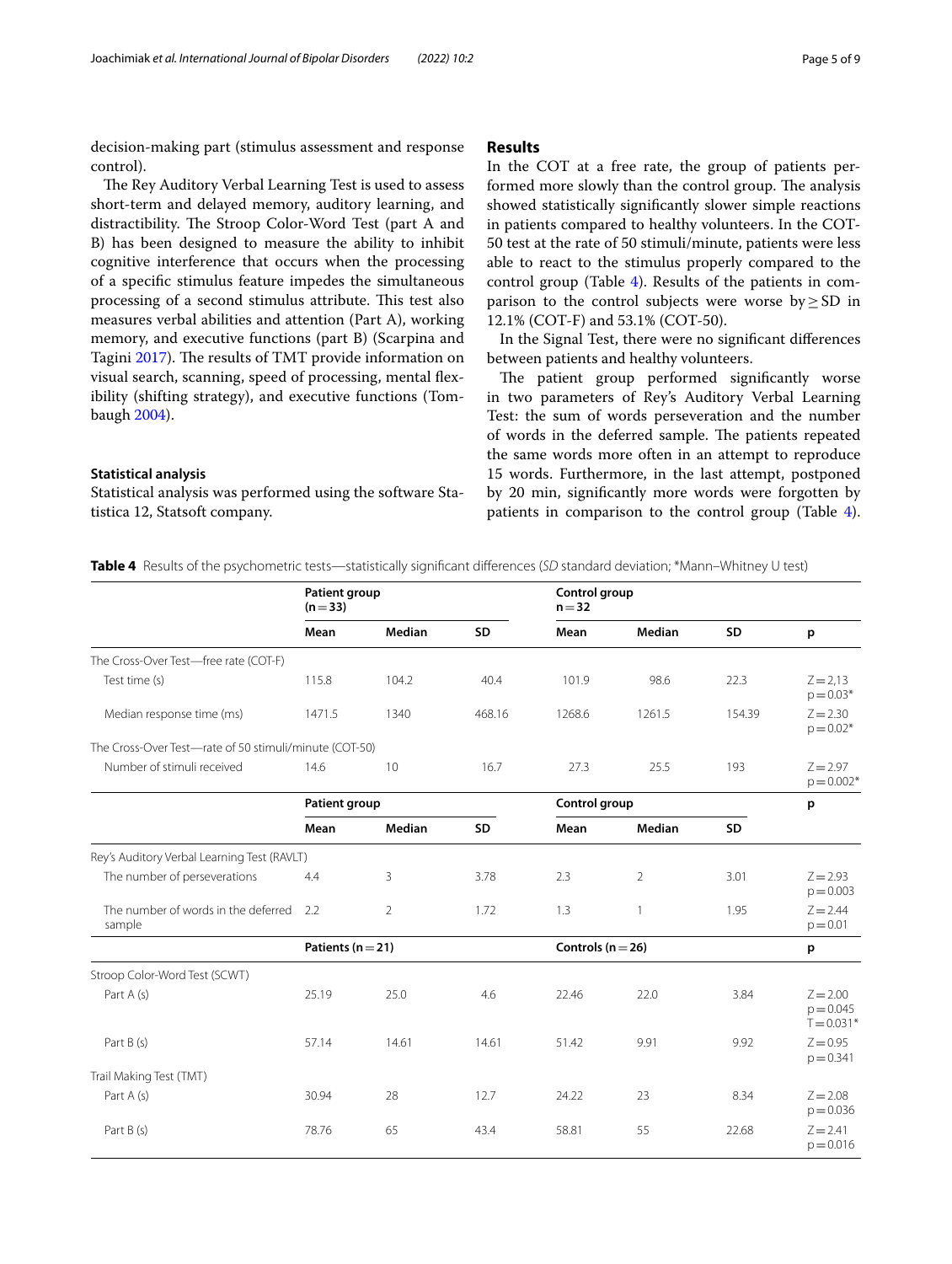decision-making part (stimulus assessment and response control).

The Rey Auditory Verbal Learning Test is used to assess short-term and delayed memory, auditory learning, and distractibility. The Stroop Color-Word Test (part A and B) has been designed to measure the ability to inhibit cognitive interference that occurs when the processing of a specific stimulus feature impedes the simultaneous processing of a second stimulus attribute. This test also measures verbal abilities and attention (Part A), working memory, and executive functions (part B) (Scarpina and Tagini 2017). The results of TMT provide information on visual search, scanning, speed of processing, mental flexibility (shifting strategy), and executive functions (Tombaugh 2004).

### Statistical analysis

Statistical analysis was performed using the software Statistica 12, Statsoft company.

## Results

In the COT at a free rate, the group of patients performed more slowly than the control group. The analysis showed statistically significant slower simple reactions in patients compared to healthy volunteers. In the COT-50 test at the rate of 50 stimuli/minute, patients were less able to react to the stimulus properly compared to the control group (Table 4). Results of the patients in comparison to the control subjects were worse by ≥ SD in 12.1% (COT-F) and 53.1% (COT-50).

In the Signal Test, there were no significant differences between patients and healthy volunteers.

The patient group performed significantly worse in two parameters of Rey's Auditory Verbal Learning Test: the sum of words perseveration and the number of words in the deferred sample. The patients repeated the same words more often in an attempt to reproduce 15 words. Furthermore, in the last attempt, postponed by 20 min, significantly more words were forgotten by patients in comparison to the control group (Table 4).

**Table 4** Results of the psychometric tests—statistically significant differences (*SD* standard deviation; *Mann–Whitney U test)

| | Patient group (n = 33) | | | Control group n = 32 | | | |
|---|---|---|---|---|---|---|---|
| | **Mean** | **Median** | **SD** | **Mean** | **Median** | **SD** | **p** |
| The Cross-Over Test—free rate (COT-F) | | | | | | | |
| Test time (s) | 115.8 | 104.2 | 40.4 | 101.9 | 98.6 | 22.3 | Z = 2,13 p = 0.03* |
| Median response time (ms) | 1471.5 | 1340 | 468.16 | 1268.6 | 1261.5 | 154.39 | Z = 2.30 p = 0.02* |
| The Cross-Over Test—rate of 50 stimuli/minute (COT-50) | | | | | | | |
| Number of stimuli received | 14.6 | 10 | 16.7 | 27.3 | 25.5 | 193 | Z = 2.97 p = 0.002* |
| | **Patient group** | | | **Control group** | | | **p** |
| | **Mean** | **Median** | **SD** | **Mean** | **Median** | **SD** | |
| Rey's Auditory Verbal Learning Test (RAVLT) | | | | | | | |
| The number of perseverations | 4.4 | 3 | 3.78 | 2.3 | 2 | 3.01 | Z = 2.93 p = 0.003 |
| The number of words in the deferred sample | 2.2 | 2 | 1.72 | 1.3 | 1 | 1.95 | Z = 2.44 p = 0.01 |
| | **Patients (n = 21)** | | | **Controls (n = 26)** | | | **p** |
| Stroop Color-Word Test (SCWT) | | | | | | | |
| Part A (s) | 25.19 | 25.0 | 4.6 | 22.46 | 22.0 | 3.84 | Z = 2.00 p = 0.045 T = 0.031* |
| Part B (s) | 57.14 | 14.61 | 14.61 | 51.42 | 9.91 | 9.92 | Z = 0.95 p = 0.341 |
| Trail Making Test (TMT) | | | | | | | |
| Part A (s) | 30.94 | 28 | 12.7 | 24.22 | 23 | 8.34 | Z = 2.08 p = 0.036 |
| Part B (s) | 78.76 | 65 | 43.4 | 58.81 | 55 | 22.68 | Z = 2.41 p = 0.016 |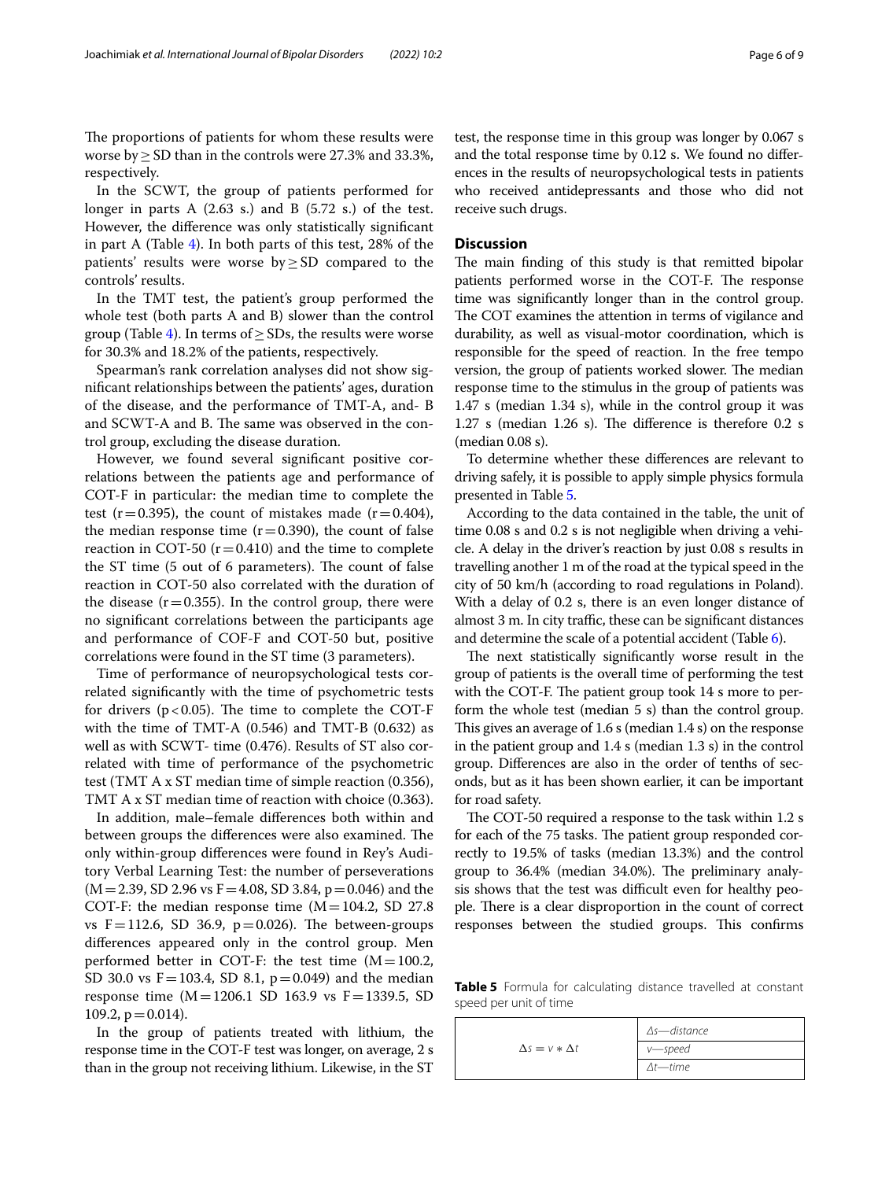The proportions of patients for whom these results were worse by ≥ SD than in the controls were 27.3% and 33.3%, respectively.

In the SCWT, the group of patients performed for longer in parts A (2.63 s.) and B (5.72 s.) of the test. However, the difference was only statistically significant in part A (Table 4). In both parts of this test, 28% of the patients' results were worse by ≥ SD compared to the controls' results.

In the TMT test, the patient's group performed the whole test (both parts A and B) slower than the control group (Table 4). In terms of ≥ SDs, the results were worse for 30.3% and 18.2% of the patients, respectively.

Spearman's rank correlation analyses did not show significant relationships between the patients' ages, duration of the disease, and the performance of TMT-A, and- B and SCWT-A and B. The same was observed in the control group, excluding the disease duration.

However, we found several significant positive correlations between the patients age and performance of COT-F in particular: the median time to complete the test (r = 0.395), the count of mistakes made (r = 0.404), the median response time (r = 0.390), the count of false reaction in COT-50 (r = 0.410) and the time to complete the ST time (5 out of 6 parameters). The count of false reaction in COT-50 also correlated with the duration of the disease (r = 0.355). In the control group, there were no significant correlations between the participants age and performance of COF-F and COT-50 but, positive correlations were found in the ST time (3 parameters).

Time of performance of neuropsychological tests correlated significantly with the time of psychometric tests for drivers ($p < 0.05$). The time to complete the COT-F with the time of TMT-A (0.546) and TMT-B (0.632) as well as with SCWT- time (0.476). Results of ST also correlated with time of performance of the psychometric test (TMT A x ST median time of simple reaction (0.356), TMT A x ST median time of reaction with choice (0.363).

In addition, male–female differences both within and between groups the differences were also examined. The only within-group differences were found in Rey's Auditory Verbal Learning Test: the number of perseverations (M = 2.39, SD 2.96 vs F = 4.08, SD 3.84, p = 0.046) and the COT-F: the median response time (M = 104.2, SD 27.8 vs F = 112.6, SD 36.9, p = 0.026). The between-groups differences appeared only in the control group. Men performed better in COT-F: the test time (M = 100.2, SD 30.0 vs F = 103.4, SD 8.1, p = 0.049) and the median response time (M = 1206.1 SD 163.9 vs F = 1339.5, SD 109.2, p = 0.014).

In the group of patients treated with lithium, the response time in the COT-F test was longer, on average, 2 s than in the group not receiving lithium. Likewise, in the ST test, the response time in this group was longer by 0.067 s and the total response time by 0.12 s. We found no differences in the results of neuropsychological tests in patients who received antidepressants and those who did not receive such drugs.

## Discussion

The main finding of this study is that remitted bipolar patients performed worse in the COT-F. The response time was significantly longer than in the control group. The COT examines the attention in terms of vigilance and durability, as well as visual-motor coordination, which is responsible for the speed of reaction. In the free tempo version, the group of patients worked slower. The median response time to the stimulus in the group of patients was 1.47 s (median 1.34 s), while in the control group it was 1.27 s (median 1.26 s). The difference is therefore 0.2 s (median 0.08 s).

To determine whether these differences are relevant to driving safely, it is possible to apply simple physics formula presented in Table 5.

According to the data contained in the table, the unit of time 0.08 s and 0.2 s is not negligible when driving a vehicle. A delay in the driver's reaction by just 0.08 s results in travelling another 1 m of the road at the typical speed in the city of 50 km/h (according to road regulations in Poland). With a delay of 0.2 s, there is an even longer distance of almost 3 m. In city traffic, these can be significant distances and determine the scale of a potential accident (Table 6).

The next statistically significantly worse result in the group of patients is the overall time of performing the test with the COT-F. The patient group took 14 s more to perform the whole test (median 5 s) than the control group. This gives an average of 1.6 s (median 1.4 s) on the response in the patient group and 1.4 s (median 1.3 s) in the control group. Differences are also in the order of tenths of seconds, but as it has been shown earlier, it can be important for road safety.

The COT-50 required a response to the task within 1.2 s for each of the 75 tasks. The patient group responded correctly to 19.5% of tasks (median 13.3%) and the control group to 36.4% (median 34.0%). The preliminary analysis shows that the test was difficult even for healthy people. There is a clear disproportion in the count of correct responses between the studied groups. This confirms

**Table 5** Formula for calculating distance travelled at constant speed per unit of time

| | |
|---|---|
| $\Delta s = v * \Delta t$ | *Δs—distance* |
| | *v—speed* |
| | *Δt—time* |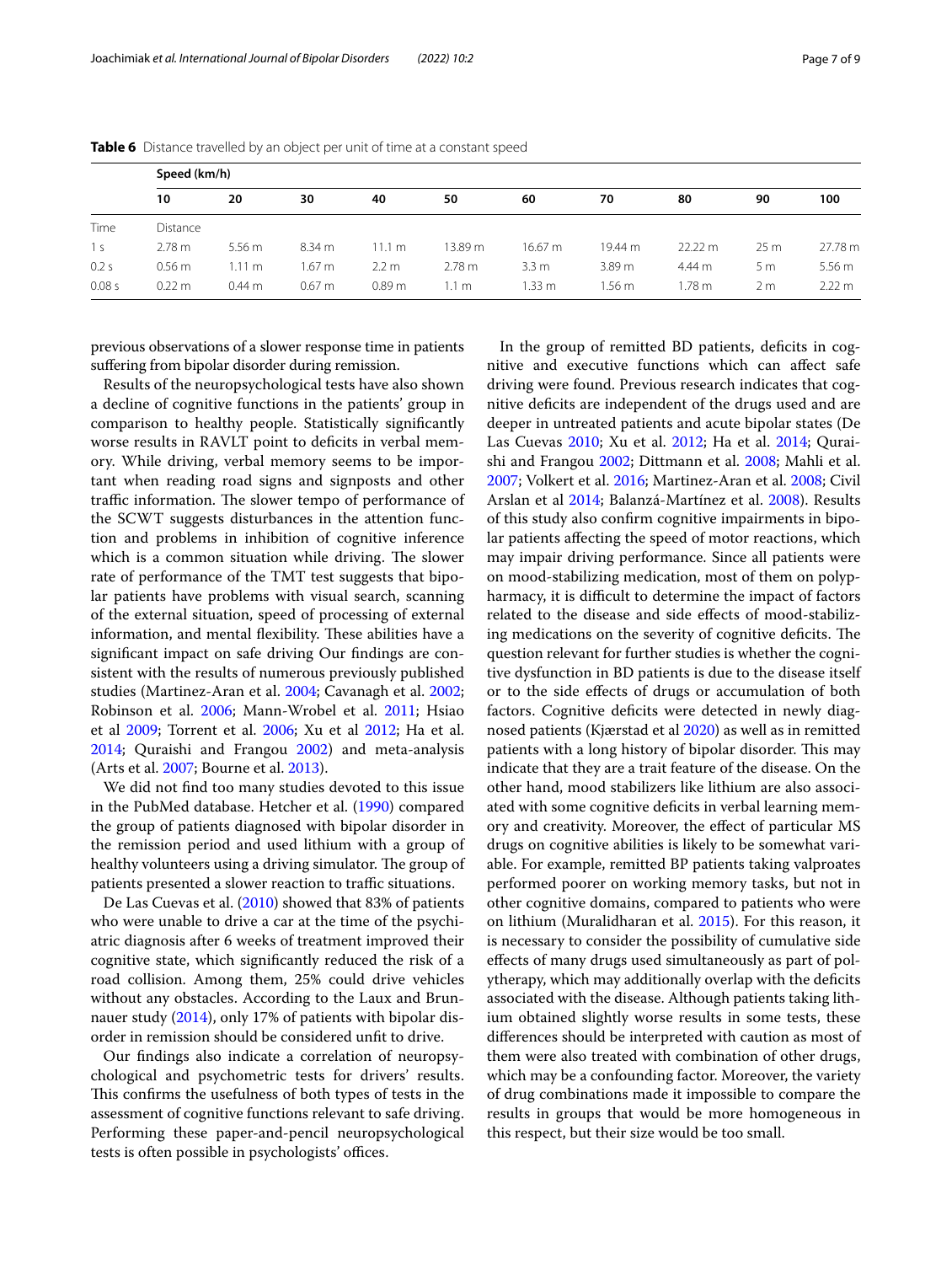**Table 6** Distance travelled by an object per unit of time at a constant speed

| | Speed (km/h) | | | | | | | | | |
|---|---|---|---|---|---|---|---|---|---|---|
| | 10 | 20 | 30 | 40 | 50 | 60 | 70 | 80 | 90 | 100 |
| Time | Distance | | | | | | | | | |
| 1 s | 2.78 m | 5.56 m | 8.34 m | 11.1 m | 13.89 m | 16.67 m | 19.44 m | 22.22 m | 25 m | 27.78 m |
| 0.2 s | 0.56 m | 1.11 m | 1.67 m | 2.2 m | 2.78 m | 3.3 m | 3.89 m | 4.44 m | 5 m | 5.56 m |
| 0.08 s | 0.22 m | 0.44 m | 0.67 m | 0.89 m | 1.1 m | 1.33 m | 1.56 m | 1.78 m | 2 m | 2.22 m |

previous observations of a slower response time in patients suffering from bipolar disorder during remission.

Results of the neuropsychological tests have also shown a decline of cognitive functions in the patients' group in comparison to healthy people. Statistically significantly worse results in RAVLT point to deficits in verbal memory. While driving, verbal memory seems to be important when reading road signs and signposts and other traffic information. The slower tempo of performance of the SCWT suggests disturbances in the attention function and problems in inhibition of cognitive inference which is a common situation while driving. The slower rate of performance of the TMT test suggests that bipolar patients have problems with visual search, scanning of the external situation, speed of processing of external information, and mental flexibility. These abilities have a significant impact on safe driving Our findings are consistent with the results of numerous previously published studies (Martinez-Aran et al. 2004; Cavanagh et al. 2002; Robinson et al. 2006; Mann-Wrobel et al. 2011; Hsiao et al 2009; Torrent et al. 2006; Xu et al 2012; Ha et al. 2014; Quraishi and Frangou 2002) and meta-analysis (Arts et al. 2007; Bourne et al. 2013).

We did not find too many studies devoted to this issue in the PubMed database. Hetcher et al. (1990) compared the group of patients diagnosed with bipolar disorder in the remission period and used lithium with a group of healthy volunteers using a driving simulator. The group of patients presented a slower reaction to traffic situations.

De Las Cuevas et al. (2010) showed that 83% of patients who were unable to drive a car at the time of the psychiatric diagnosis after 6 weeks of treatment improved their cognitive state, which significantly reduced the risk of a road collision. Among them, 25% could drive vehicles without any obstacles. According to the Laux and Brunnauer study (2014), only 17% of patients with bipolar disorder in remission should be considered unfit to drive.

Our findings also indicate a correlation of neuropsychological and psychometric tests for drivers' results. This confirms the usefulness of both types of tests in the assessment of cognitive functions relevant to safe driving. Performing these paper-and-pencil neuropsychological tests is often possible in psychologists' offices.

In the group of remitted BD patients, deficits in cognitive and executive functions which can affect safe driving were found. Previous research indicates that cognitive deficits are independent of the drugs used and are deeper in untreated patients and acute bipolar states (De Las Cuevas 2010; Xu et al. 2012; Ha et al. 2014; Quraishi and Frangou 2002; Dittmann et al. 2008; Mahli et al. 2007; Volkert et al. 2016; Martinez-Aran et al. 2008; Civil Arslan et al 2014; Balanzá-Martínez et al. 2008). Results of this study also confirm cognitive impairments in bipolar patients affecting the speed of motor reactions, which may impair driving performance. Since all patients were on mood-stabilizing medication, most of them on polypharmacy, it is difficult to determine the impact of factors related to the disease and side effects of mood-stabilizing medications on the severity of cognitive deficits. The question relevant for further studies is whether the cognitive dysfunction in BD patients is due to the disease itself or to the side effects of drugs or accumulation of both factors. Cognitive deficits were detected in newly diagnosed patients (Kjærstad et al 2020) as well as in remitted patients with a long history of bipolar disorder. This may indicate that they are a trait feature of the disease. On the other hand, mood stabilizers like lithium are also associated with some cognitive deficits in verbal learning memory and creativity. Moreover, the effect of particular MS drugs on cognitive abilities is likely to be somewhat variable. For example, remitted BP patients taking valproates performed poorer on working memory tasks, but not in other cognitive domains, compared to patients who were on lithium (Muralidharan et al. 2015). For this reason, it is necessary to consider the possibility of cumulative side effects of many drugs used simultaneously as part of polytherapy, which may additionally overlap with the deficits associated with the disease. Although patients taking lithium obtained slightly worse results in some tests, these differences should be interpreted with caution as most of them were also treated with combination of other drugs, which may be a confounding factor. Moreover, the variety of drug combinations made it impossible to compare the results in groups that would be more homogeneous in this respect, but their size would be too small.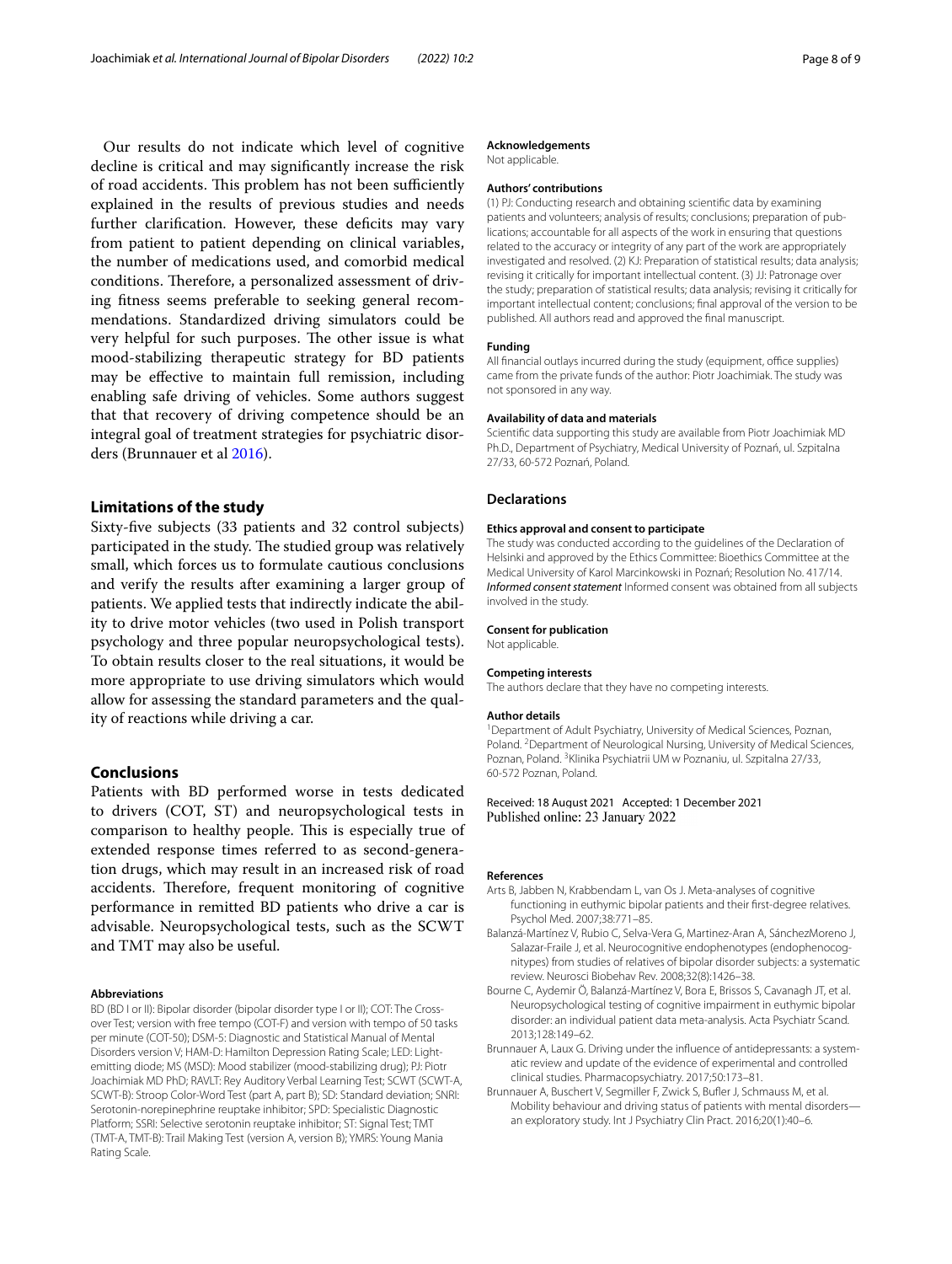Our results do not indicate which level of cognitive decline is critical and may significantly increase the risk of road accidents. This problem has not been sufficiently explained in the results of previous studies and needs further clarification. However, these deficits may vary from patient to patient depending on clinical variables, the number of medications used, and comorbid medical conditions. Therefore, a personalized assessment of driving fitness seems preferable to seeking general recommendations. Standardized driving simulators could be very helpful for such purposes. The other issue is what mood-stabilizing therapeutic strategy for BD patients may be effective to maintain full remission, including enabling safe driving of vehicles. Some authors suggest that that recovery of driving competence should be an integral goal of treatment strategies for psychiatric disorders (Brunnauer et al 2016).

## Limitations of the study

Sixty-five subjects (33 patients and 32 control subjects) participated in the study. The studied group was relatively small, which forces us to formulate cautious conclusions and verify the results after examining a larger group of patients. We applied tests that indirectly indicate the ability to drive motor vehicles (two used in Polish transport psychology and three popular neuropsychological tests). To obtain results closer to the real situations, it would be more appropriate to use driving simulators which would allow for assessing the standard parameters and the quality of reactions while driving a car.

## Conclusions

Patients with BD performed worse in tests dedicated to drivers (COT, ST) and neuropsychological tests in comparison to healthy people. This is especially true of extended response times referred to as second-generation drugs, which may result in an increased risk of road accidents. Therefore, frequent monitoring of cognitive performance in remitted BD patients who drive a car is advisable. Neuropsychological tests, such as the SCWT and TMT may also be useful.

#### Abbreviations

BD (BD I or II): Bipolar disorder (bipolar disorder type I or II); COT: The Crossover Test; version with free tempo (COT-F) and version with tempo of 50 tasks per minute (COT-50); DSM-5: Diagnostic and Statistical Manual of Mental Disorders version V; HAM-D: Hamilton Depression Rating Scale; LED: Light-emitting diode; MS (MSD): Mood stabilizer (mood-stabilizing drug); PJ: Piotr Joachimiak MD PhD; RAVLT: Rey Auditory Verbal Learning Test; SCWT (SCWT-A, SCWT-B): Stroop Color-Word Test (part A, part B); SD: Standard deviation; SNRI: Serotonin-norepinephrine reuptake inhibitor; SPD: Specialistic Diagnostic Platform; SSRI: Selective serotonin reuptake inhibitor; ST: Signal Test; TMT (TMT-A, TMT-B): Trail Making Test (version A, version B); YMRS: Young Mania Rating Scale.

#### Acknowledgements

Not applicable.

#### Authors' contributions

(1) PJ: Conducting research and obtaining scientific data by examining patients and volunteers; analysis of results; conclusions; preparation of publications; accountable for all aspects of the work in ensuring that questions related to the accuracy or integrity of any part of the work are appropriately investigated and resolved. (2) KJ: Preparation of statistical results; data analysis; revising it critically for important intellectual content. (3) JJ: Patronage over the study; preparation of statistical results; data analysis; revising it critically for important intellectual content; conclusions; final approval of the version to be published. All authors read and approved the final manuscript.

#### Funding

All financial outlays incurred during the study (equipment, office supplies) came from the private funds of the author: Piotr Joachimiak. The study was not sponsored in any way.

#### Availability of data and materials

Scientific data supporting this study are available from Piotr Joachimiak MD Ph.D., Department of Psychiatry, Medical University of Poznań, ul. Szpitalna 27/33, 60-572 Poznań, Poland.

## Declarations

#### Ethics approval and consent to participate

The study was conducted according to the guidelines of the Declaration of Helsinki and approved by the Ethics Committee: Bioethics Committee at the Medical University of Karol Marcinkowski in Poznań; Resolution No. 417/14. *Informed consent statement* Informed consent was obtained from all subjects involved in the study.

#### Consent for publication

Not applicable.

#### Competing interests

The authors declare that they have no competing interests.

#### Author details

[1]Department of Adult Psychiatry, University of Medical Sciences, Poznan, Poland. [2]Department of Neurological Nursing, University of Medical Sciences, Poznan, Poland. [3]Klinika Psychiatrii UM w Poznaniu, ul. Szpitalna 27/33, 60-572 Poznan, Poland.

Received: 18 August 2021 Accepted: 1 December 2021
Published online: 23 January 2022

#### References

Arts B, Jabben N, Krabbendam L, van Os J. Meta-analyses of cognitive functioning in euthymic bipolar patients and their first-degree relatives. Psychol Med. 2007;38:771–85.

Balanzá-Martínez V, Rubio C, Selva-Vera G, Martinez-Aran A, SánchezMoreno J, Salazar-Fraile J, et al. Neurocognitive endophenotypes (endophenocognitypes) from studies of relatives of bipolar disorder subjects: a systematic review. Neurosci Biobehav Rev. 2008;32(8):1426–38.

Bourne C, Aydemir Ö, Balanzá-Martínez V, Bora E, Brissos S, Cavanagh JT, et al. Neuropsychological testing of cognitive impairment in euthymic bipolar disorder: an individual patient data meta-analysis. Acta Psychiatr Scand. 2013;128:149–62.

Brunnauer A, Laux G. Driving under the influence of antidepressants: a systematic review and update of the evidence of experimental and controlled clinical studies. Pharmacopsychiatry. 2017;50:173–81.

Brunnauer A, Buschert V, Segmiller F, Zwick S, Bufler J, Schmauss M, et al. Mobility behaviour and driving status of patients with mental disorders—an exploratory study. Int J Psychiatry Clin Pract. 2016;20(1):40–6.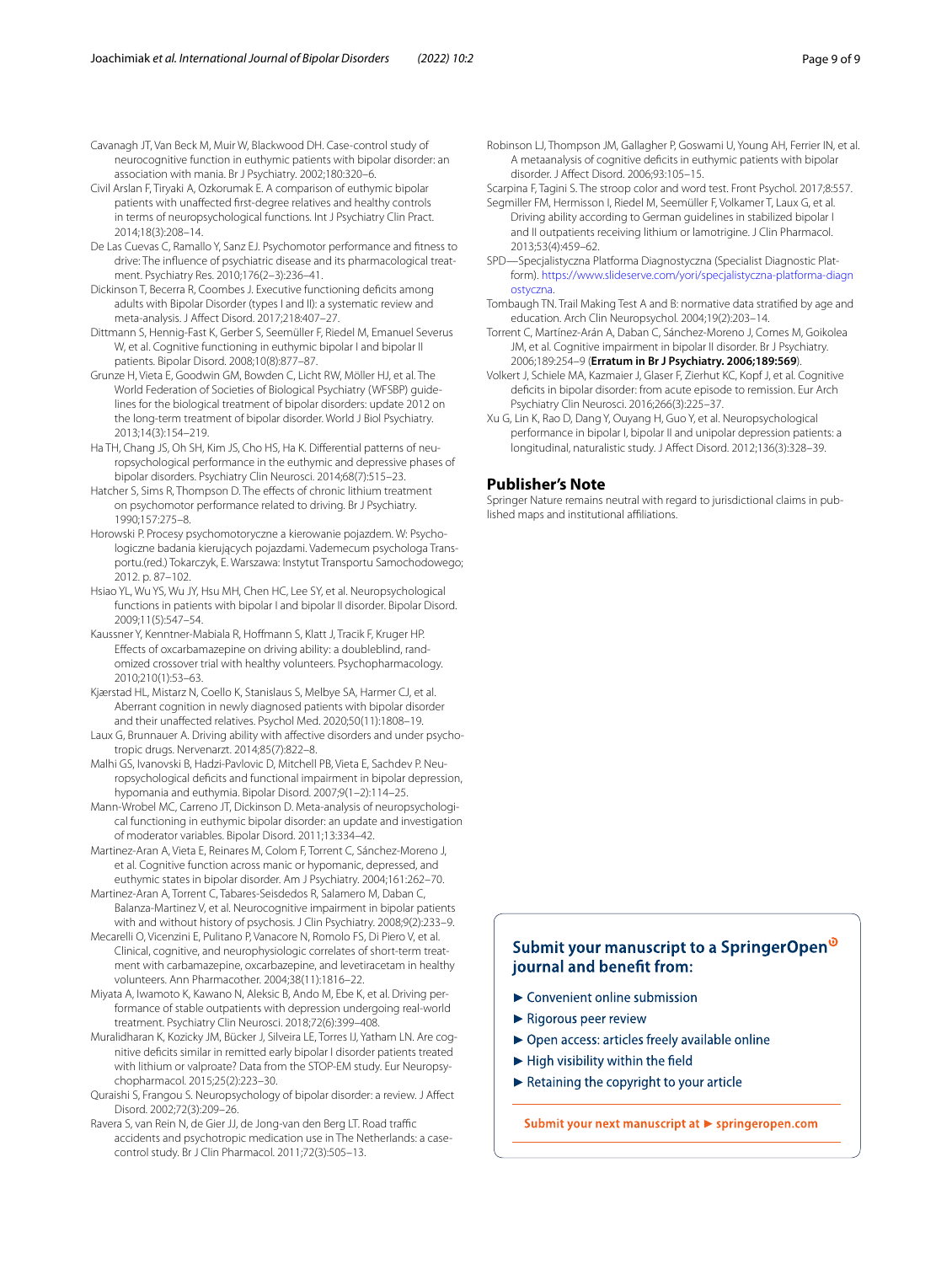Cavanagh JT, Van Beck M, Muir W, Blackwood DH. Case-control study of neurocognitive function in euthymic patients with bipolar disorder: an association with mania. Br J Psychiatry. 2002;180:320–6.

Civil Arslan F, Tiryaki A, Ozkorumak E. A comparison of euthymic bipolar patients with unaffected first-degree relatives and healthy controls in terms of neuropsychological functions. Int J Psychiatry Clin Pract. 2014;18(3):208–14.

De Las Cuevas C, Ramallo Y, Sanz EJ. Psychomotor performance and fitness to drive: The influence of psychiatric disease and its pharmacological treatment. Psychiatry Res. 2010;176(2–3):236–41.

Dickinson T, Becerra R, Coombes J. Executive functioning deficits among adults with Bipolar Disorder (types I and II): a systematic review and meta-analysis. J Affect Disord. 2017;218:407–27.

Dittmann S, Hennig-Fast K, Gerber S, Seemüller F, Riedel M, Emanuel Severus W, et al. Cognitive functioning in euthymic bipolar I and bipolar II patients. Bipolar Disord. 2008;10(8):877–87.

Grunze H, Vieta E, Goodwin GM, Bowden C, Licht RW, Möller HJ, et al. The World Federation of Societies of Biological Psychiatry (WFSBP) guidelines for the biological treatment of bipolar disorders: update 2012 on the long-term treatment of bipolar disorder. World J Biol Psychiatry. 2013;14(3):154–219.

Ha TH, Chang JS, Oh SH, Kim JS, Cho HS, Ha K. Differential patterns of neuropsychological performance in the euthymic and depressive phases of bipolar disorders. Psychiatry Clin Neurosci. 2014;68(7):515–23.

Hatcher S, Sims R, Thompson D. The effects of chronic lithium treatment on psychomotor performance related to driving. Br J Psychiatry. 1990;157:275–8.

Horowski P. Procesy psychomotoryczne a kierowanie pojazdem. W: Psychologiczne badania kierujących pojazdami. Vademecum psychologa Transportu.(red.) Tokarczyk, E. Warszawa: Instytut Transportu Samochodowego; 2012. p. 87–102.

Hsiao YL, Wu YS, Wu JY, Hsu MH, Chen HC, Lee SY, et al. Neuropsychological functions in patients with bipolar I and bipolar II disorder. Bipolar Disord. 2009;11(5):547–54.

Kaussner Y, Kenntner-Mabiala R, Hoffmann S, Klatt J, Tracik F, Kruger HP. Effects of oxcarbamazepine on driving ability: a doubleblind, randomized crossover trial with healthy volunteers. Psychopharmacology. 2010;210(1):53–63.

Kjærstad HL, Mistarz N, Coello K, Stanislaus S, Melbye SA, Harmer CJ, et al. Aberrant cognition in newly diagnosed patients with bipolar disorder and their unaffected relatives. Psychol Med. 2020;50(11):1808–19.

Laux G, Brunnauer A. Driving ability with affective disorders and under psychotropic drugs. Nervenarzt. 2014;85(7):822–8.

Malhi GS, Ivanovski B, Hadzi-Pavlovic D, Mitchell PB, Vieta E, Sachdev P. Neuropsychological deficits and functional impairment in bipolar depression, hypomania and euthymia. Bipolar Disord. 2007;9(1–2):114–25.

Mann-Wrobel MC, Carreno JT, Dickinson D. Meta-analysis of neuropsychological functioning in euthymic bipolar disorder: an update and investigation of moderator variables. Bipolar Disord. 2011;13:334–42.

Martinez-Aran A, Vieta E, Reinares M, Colom F, Torrent C, Sánchez-Moreno J, et al. Cognitive function across manic or hypomanic, depressed, and euthymic states in bipolar disorder. Am J Psychiatry. 2004;161:262–70.

Martinez-Aran A, Torrent C, Tabares-Seisdedos R, Salamero M, Daban C, Balanza-Martinez V, et al. Neurocognitive impairment in bipolar patients with and without history of psychosis. J Clin Psychiatry. 2008;9(2):233–9.

Mecarelli O, Vicenzini E, Pulitano P, Vanacore N, Romolo FS, Di Piero V, et al. Clinical, cognitive, and neurophysiologic correlates of short-term treatment with carbamazepine, oxcarbazepine, and levetiracetam in healthy volunteers. Ann Pharmacother. 2004;38(11):1816–22.

Miyata A, Iwamoto K, Kawano N, Aleksic B, Ando M, Ebe K, et al. Driving performance of stable outpatients with depression undergoing real-world treatment. Psychiatry Clin Neurosci. 2018;72(6):399–408.

Muralidharan K, Kozicky JM, Bücker J, Silveira LE, Torres IJ, Yatham LN. Are cognitive deficits similar in remitted early bipolar I disorder patients treated with lithium or valproate? Data from the STOP-EM study. Eur Neuropsychopharmacol. 2015;25(2):223–30.

Quraishi S, Frangou S. Neuropsychology of bipolar disorder: a review. J Affect Disord. 2002;72(3):209–26.

Ravera S, van Rein N, de Gier JJ, de Jong-van den Berg LT. Road traffic accidents and psychotropic medication use in The Netherlands: a case-control study. Br J Clin Pharmacol. 2011;72(3):505–13.

Robinson LJ, Thompson JM, Gallagher P, Goswami U, Young AH, Ferrier IN, et al. A metaanalysis of cognitive deficits in euthymic patients with bipolar disorder. J Affect Disord. 2006;93:105–15.

Scarpina F, Tagini S. The stroop color and word test. Front Psychol. 2017;8:557.

Segmiller FM, Hermisson I, Riedel M, Seemüller F, Volkamer T, Laux G, et al. Driving ability according to German guidelines in stabilized bipolar I and II outpatients receiving lithium or lamotrigine. J Clin Pharmacol. 2013;53(4):459–62.

SPD—Specjalistyczna Platforma Diagnostyczna (Specialist Diagnostic Platform). https://www.slideserve.com/yori/specjalistyczna-platforma-diagnostyczna.

Tombaugh TN. Trail Making Test A and B: normative data stratified by age and education. Arch Clin Neuropsychol. 2004;19(2):203–14.

Torrent C, Martínez-Arán A, Daban C, Sánchez-Moreno J, Comes M, Goikolea JM, et al. Cognitive impairment in bipolar II disorder. Br J Psychiatry. 2006;189:254–9 (**Erratum in Br J Psychiatry. 2006;189:569**).

Volkert J, Schiele MA, Kazmaier J, Glaser F, Zierhut KC, Kopf J, et al. Cognitive deficits in bipolar disorder: from acute episode to remission. Eur Arch Psychiatry Clin Neurosci. 2016;266(3):225–37.

Xu G, Lin K, Rao D, Dang Y, Ouyang H, Guo Y, et al. Neuropsychological performance in bipolar I, bipolar II and unipolar depression patients: a longitudinal, naturalistic study. J Affect Disord. 2012;136(3):328–39.

## Publisher's Note

Springer Nature remains neutral with regard to jurisdictional claims in published maps and institutional affiliations.

**Submit your manuscript to a SpringerOpen journal and benefit from:**

- ► Convenient online submission
- ► Rigorous peer review
- ► Open access: articles freely available online
- ► High visibility within the field
- ► Retaining the copyright to your article

**Submit your next manuscript at ► springeropen.com**